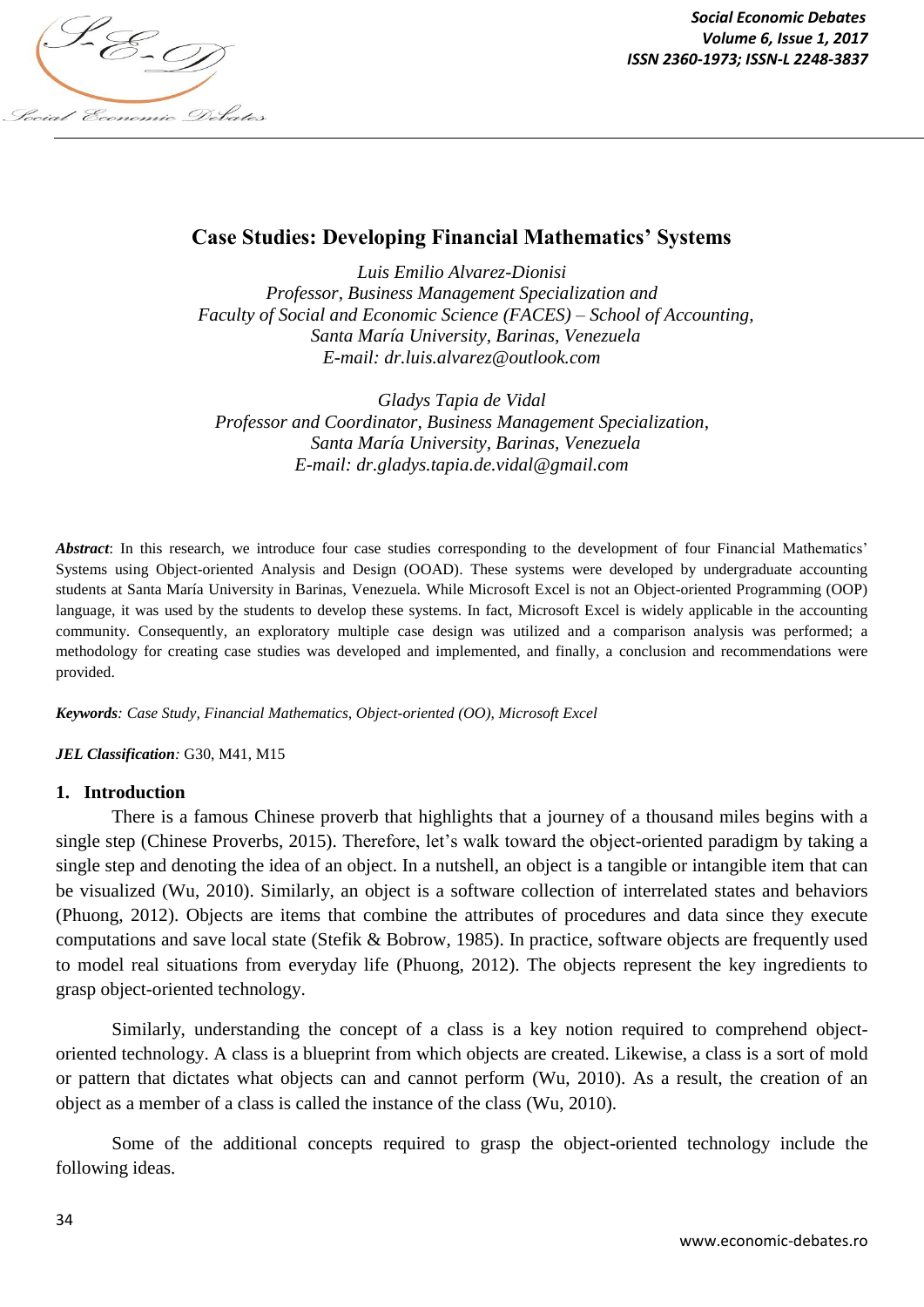# Case Studies: Developing Financial Mathematics' Systems

*Luis Emilio Alvarez-Dionisi*
*Professor, Business Management Specialization and*
*Faculty of Social and Economic Science (FACES) – School of Accounting,*
*Santa María University, Barinas, Venezuela*
*E-mail: dr.luis.alvarez@outlook.com*

*Gladys Tapia de Vidal*
*Professor and Coordinator, Business Management Specialization,*
*Santa María University, Barinas, Venezuela*
*E-mail: dr.gladys.tapia.de.vidal@gmail.com*

***Abstract***: In this research, we introduce four case studies corresponding to the development of four Financial Mathematics' Systems using Object-oriented Analysis and Design (OOAD). These systems were developed by undergraduate accounting students at Santa María University in Barinas, Venezuela. While Microsoft Excel is not an Object-oriented Programming (OOP) language, it was used by the students to develop these systems. In fact, Microsoft Excel is widely applicable in the accounting community. Consequently, an exploratory multiple case design was utilized and a comparison analysis was performed; a methodology for creating case studies was developed and implemented, and finally, a conclusion and recommendations were provided.

***Keywords****: Case Study, Financial Mathematics, Object-oriented (OO), Microsoft Excel*

***JEL Classification****:* G30, M41, M15

## 1. Introduction

There is a famous Chinese proverb that highlights that a journey of a thousand miles begins with a single step (Chinese Proverbs, 2015). Therefore, let's walk toward the object-oriented paradigm by taking a single step and denoting the idea of an object. In a nutshell, an object is a tangible or intangible item that can be visualized (Wu, 2010). Similarly, an object is a software collection of interrelated states and behaviors (Phuong, 2012). Objects are items that combine the attributes of procedures and data since they execute computations and save local state (Stefik & Bobrow, 1985). In practice, software objects are frequently used to model real situations from everyday life (Phuong, 2012). The objects represent the key ingredients to grasp object-oriented technology.

Similarly, understanding the concept of a class is a key notion required to comprehend object-oriented technology. A class is a blueprint from which objects are created. Likewise, a class is a sort of mold or pattern that dictates what objects can and cannot perform (Wu, 2010). As a result, the creation of an object as a member of a class is called the instance of the class (Wu, 2010).

Some of the additional concepts required to grasp the object-oriented technology include the following ideas.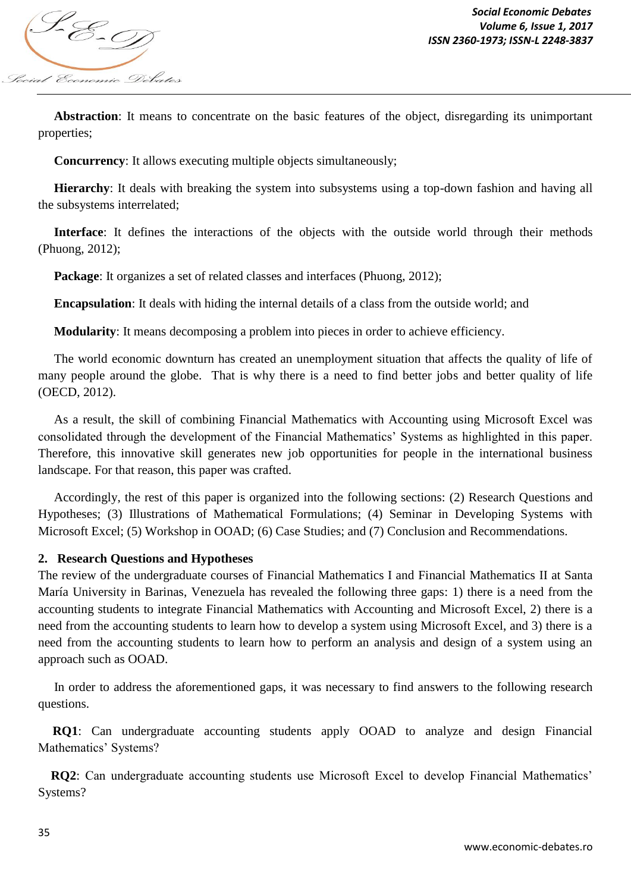**Abstraction**: It means to concentrate on the basic features of the object, disregarding its unimportant properties;

**Concurrency**: It allows executing multiple objects simultaneously;

**Hierarchy**: It deals with breaking the system into subsystems using a top-down fashion and having all the subsystems interrelated;

**Interface**: It defines the interactions of the objects with the outside world through their methods (Phuong, 2012);

**Package**: It organizes a set of related classes and interfaces (Phuong, 2012);

**Encapsulation**: It deals with hiding the internal details of a class from the outside world; and

**Modularity**: It means decomposing a problem into pieces in order to achieve efficiency.

The world economic downturn has created an unemployment situation that affects the quality of life of many people around the globe. That is why there is a need to find better jobs and better quality of life (OECD, 2012).

As a result, the skill of combining Financial Mathematics with Accounting using Microsoft Excel was consolidated through the development of the Financial Mathematics' Systems as highlighted in this paper. Therefore, this innovative skill generates new job opportunities for people in the international business landscape. For that reason, this paper was crafted.

Accordingly, the rest of this paper is organized into the following sections: (2) Research Questions and Hypotheses; (3) Illustrations of Mathematical Formulations; (4) Seminar in Developing Systems with Microsoft Excel; (5) Workshop in OOAD; (6) Case Studies; and (7) Conclusion and Recommendations.

## 2. Research Questions and Hypotheses

The review of the undergraduate courses of Financial Mathematics I and Financial Mathematics II at Santa María University in Barinas, Venezuela has revealed the following three gaps: 1) there is a need from the accounting students to integrate Financial Mathematics with Accounting and Microsoft Excel, 2) there is a need from the accounting students to learn how to develop a system using Microsoft Excel, and 3) there is a need from the accounting students to learn how to perform an analysis and design of a system using an approach such as OOAD.

In order to address the aforementioned gaps, it was necessary to find answers to the following research questions.

**RQ1**: Can undergraduate accounting students apply OOAD to analyze and design Financial Mathematics' Systems?

**RQ2**: Can undergraduate accounting students use Microsoft Excel to develop Financial Mathematics' Systems?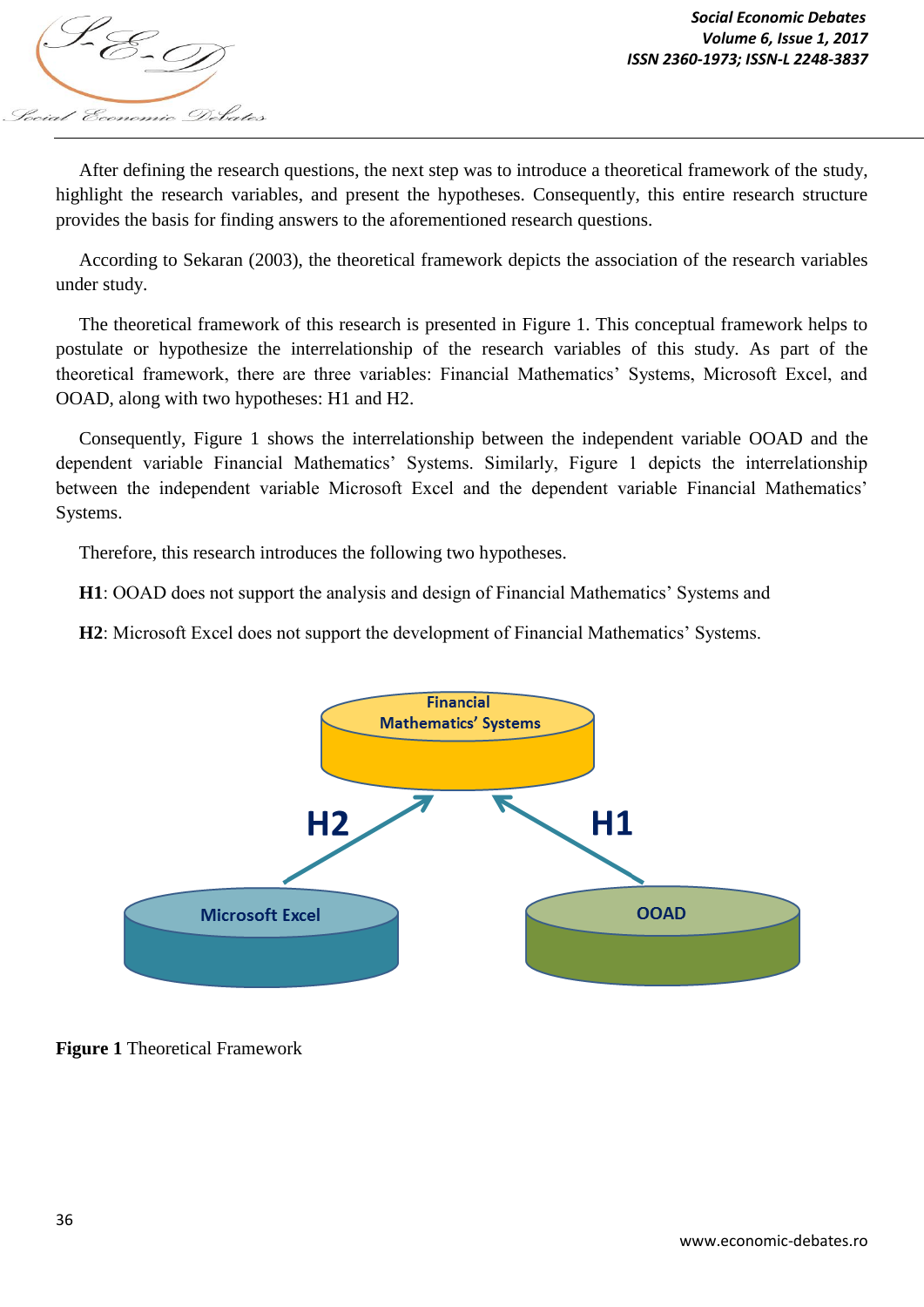After defining the research questions, the next step was to introduce a theoretical framework of the study, highlight the research variables, and present the hypotheses. Consequently, this entire research structure provides the basis for finding answers to the aforementioned research questions.

According to Sekaran (2003), the theoretical framework depicts the association of the research variables under study.

The theoretical framework of this research is presented in Figure 1. This conceptual framework helps to postulate or hypothesize the interrelationship of the research variables of this study. As part of the theoretical framework, there are three variables: Financial Mathematics' Systems, Microsoft Excel, and OOAD, along with two hypotheses: H1 and H2.

Consequently, Figure 1 shows the interrelationship between the independent variable OOAD and the dependent variable Financial Mathematics' Systems. Similarly, Figure 1 depicts the interrelationship between the independent variable Microsoft Excel and the dependent variable Financial Mathematics' Systems.

Therefore, this research introduces the following two hypotheses.

**H1**: OOAD does not support the analysis and design of Financial Mathematics' Systems and

**H2**: Microsoft Excel does not support the development of Financial Mathematics' Systems.

**Figure 1** Theoretical Framework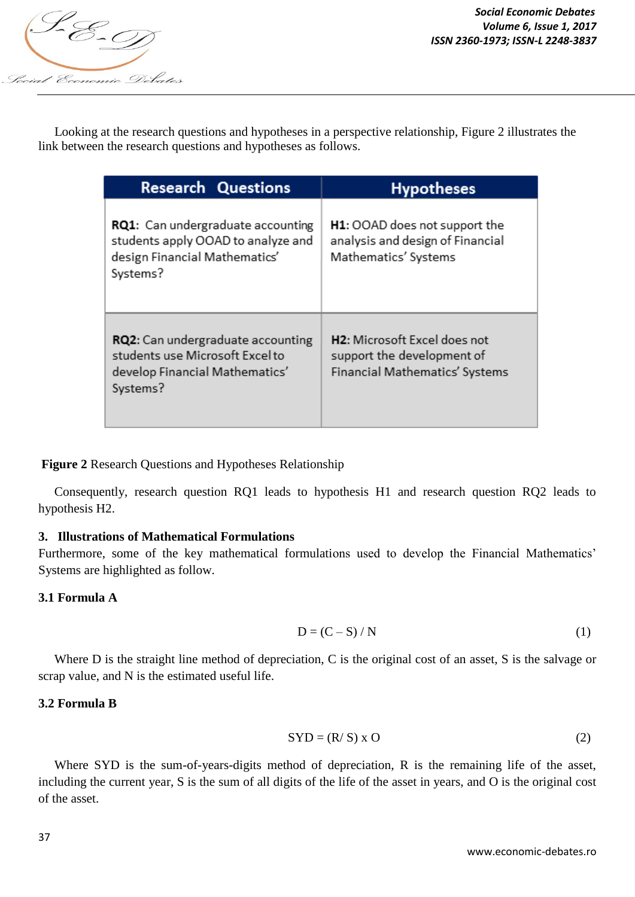Looking at the research questions and hypotheses in a perspective relationship, Figure 2 illustrates the link between the research questions and hypotheses as follows.

| Research Questions | Hypotheses |
| --- | --- |
| **RQ1**: Can undergraduate accounting students apply OOAD to analyze and design Financial Mathematics' Systems? | **H1**: OOAD does not support the analysis and design of Financial Mathematics' Systems |
| **RQ2**: Can undergraduate accounting students use Microsoft Excel to develop Financial Mathematics' Systems? | **H2**: Microsoft Excel does not support the development of Financial Mathematics' Systems |

**Figure 2** Research Questions and Hypotheses Relationship

Consequently, research question RQ1 leads to hypothesis H1 and research question RQ2 leads to hypothesis H2.

## 3. Illustrations of Mathematical Formulations

Furthermore, some of the key mathematical formulations used to develop the Financial Mathematics' Systems are highlighted as follow.

### 3.1 Formula A

$$D = (C - S) / N \tag{1}$$

Where D is the straight line method of depreciation, C is the original cost of an asset, S is the salvage or scrap value, and N is the estimated useful life.

### 3.2 Formula B

$$SYD = (R / S) \times O \tag{2}$$

Where SYD is the sum-of-years-digits method of depreciation, R is the remaining life of the asset, including the current year, S is the sum of all digits of the life of the asset in years, and O is the original cost of the asset.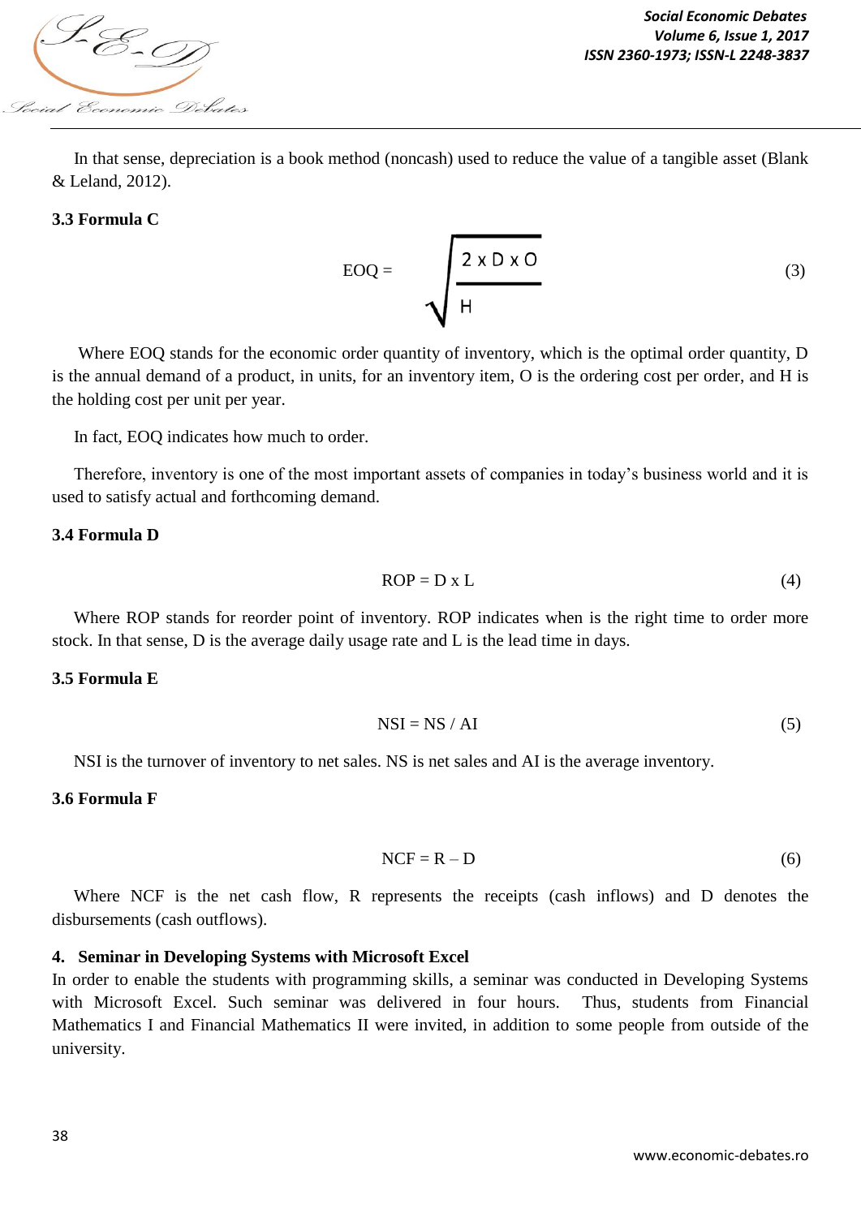In that sense, depreciation is a book method (noncash) used to reduce the value of a tangible asset (Blank & Leland, 2012).

### 3.3 Formula C

$$EOQ = \sqrt{\frac{2 \times D \times O}{H}} \quad (3)$$

Where EOQ stands for the economic order quantity of inventory, which is the optimal order quantity, D is the annual demand of a product, in units, for an inventory item, O is the ordering cost per order, and H is the holding cost per unit per year.

In fact, EOQ indicates how much to order.

Therefore, inventory is one of the most important assets of companies in today's business world and it is used to satisfy actual and forthcoming demand.

### 3.4 Formula D

$$ROP = D \times L \quad (4)$$

Where ROP stands for reorder point of inventory. ROP indicates when is the right time to order more stock. In that sense, D is the average daily usage rate and L is the lead time in days.

### 3.5 Formula E

$$NSI = NS / AI \quad (5)$$

NSI is the turnover of inventory to net sales. NS is net sales and AI is the average inventory.

### 3.6 Formula F

$$NCF = R - D \quad (6)$$

Where NCF is the net cash flow, R represents the receipts (cash inflows) and D denotes the disbursements (cash outflows).

## 4. Seminar in Developing Systems with Microsoft Excel

In order to enable the students with programming skills, a seminar was conducted in Developing Systems with Microsoft Excel. Such seminar was delivered in four hours. Thus, students from Financial Mathematics I and Financial Mathematics II were invited, in addition to some people from outside of the university.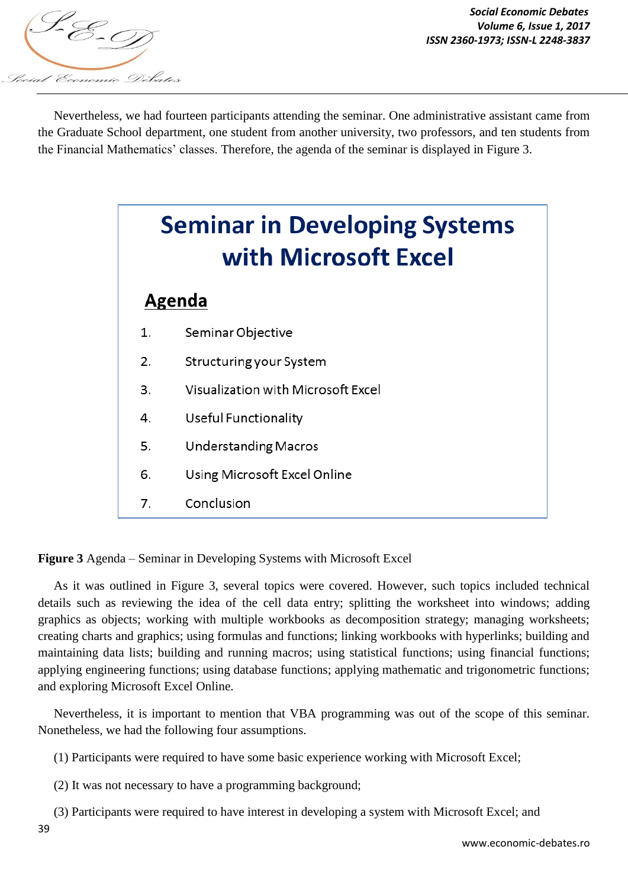Nevertheless, we had fourteen participants attending the seminar. One administrative assistant came from the Graduate School department, one student from another university, two professors, and ten students from the Financial Mathematics' classes. Therefore, the agenda of the seminar is displayed in Figure 3.

**Seminar in Developing Systems with Microsoft Excel**

**Agenda**

1. Seminar Objective
2. Structuring your System
3. Visualization with Microsoft Excel
4. Useful Functionality
5. Understanding Macros
6. Using Microsoft Excel Online
7. Conclusion

**Figure 3** Agenda – Seminar in Developing Systems with Microsoft Excel

As it was outlined in Figure 3, several topics were covered. However, such topics included technical details such as reviewing the idea of the cell data entry; splitting the worksheet into windows; adding graphics as objects; working with multiple workbooks as decomposition strategy; managing worksheets; creating charts and graphics; using formulas and functions; linking workbooks with hyperlinks; building and maintaining data lists; building and running macros; using statistical functions; using financial functions; applying engineering functions; using database functions; applying mathematic and trigonometric functions; and exploring Microsoft Excel Online.

Nevertheless, it is important to mention that VBA programming was out of the scope of this seminar. Nonetheless, we had the following four assumptions.

(1) Participants were required to have some basic experience working with Microsoft Excel;

(2) It was not necessary to have a programming background;

(3) Participants were required to have interest in developing a system with Microsoft Excel; and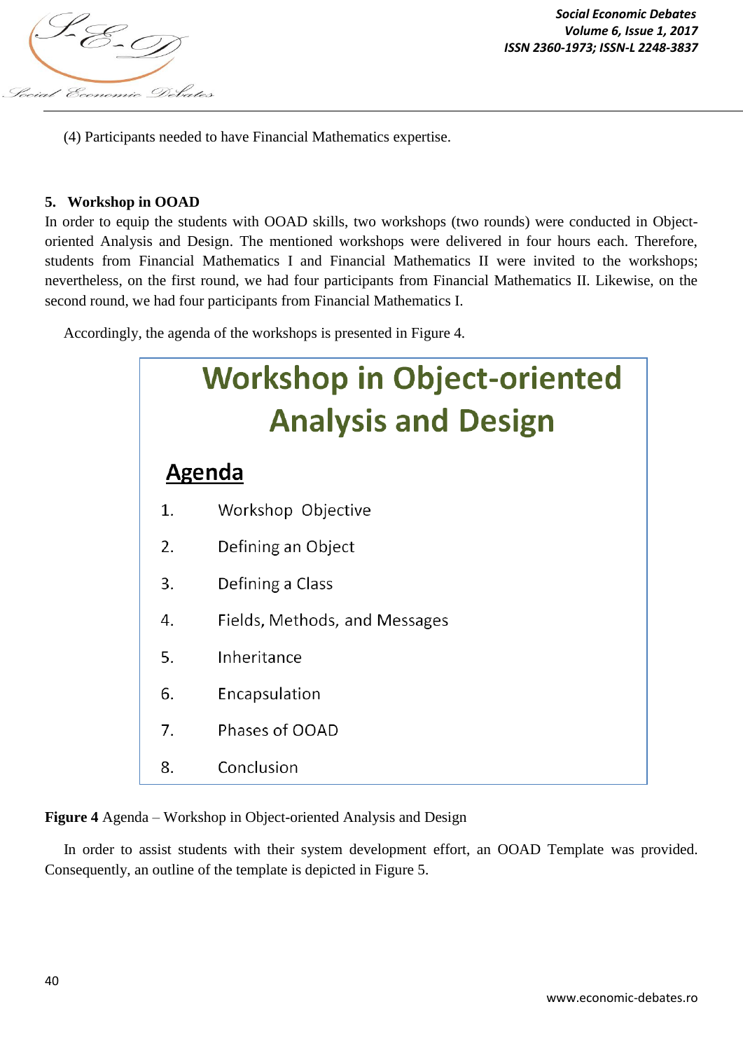(4) Participants needed to have Financial Mathematics expertise.

## 5. Workshop in OOAD

In order to equip the students with OOAD skills, two workshops (two rounds) were conducted in Object-oriented Analysis and Design. The mentioned workshops were delivered in four hours each. Therefore, students from Financial Mathematics I and Financial Mathematics II were invited to the workshops; nevertheless, on the first round, we had four participants from Financial Mathematics II. Likewise, on the second round, we had four participants from Financial Mathematics I.

Accordingly, the agenda of the workshops is presented in Figure 4.

**Workshop in Object-oriented Analysis and Design**

**Agenda**

1. Workshop Objective
2. Defining an Object
3. Defining a Class
4. Fields, Methods, and Messages
5. Inheritance
6. Encapsulation
7. Phases of OOAD
8. Conclusion

**Figure 4** Agenda – Workshop in Object-oriented Analysis and Design

In order to assist students with their system development effort, an OOAD Template was provided. Consequently, an outline of the template is depicted in Figure 5.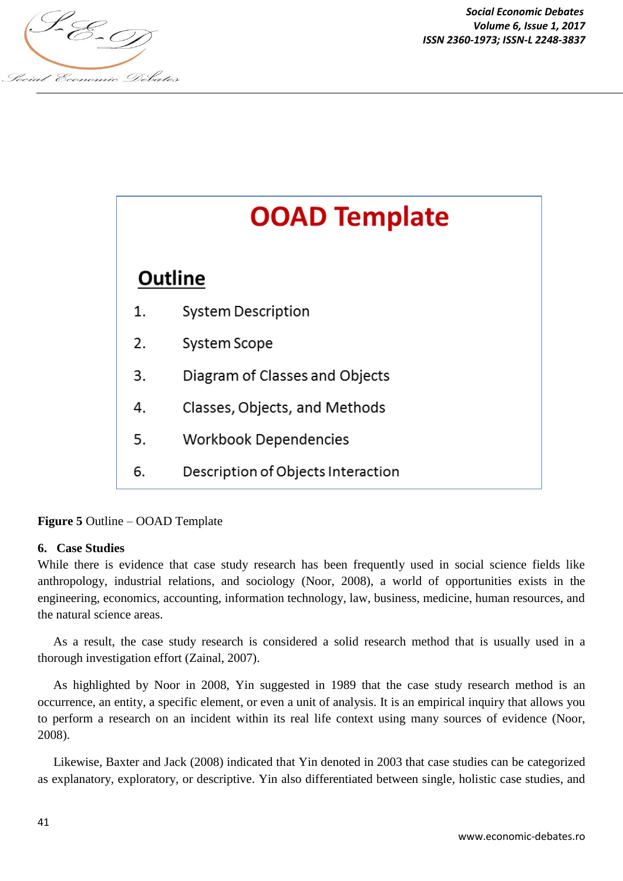**OOAD Template**

**Outline**

1. System Description
2. System Scope
3. Diagram of Classes and Objects
4. Classes, Objects, and Methods
5. Workbook Dependencies
6. Description of Objects Interaction

**Figure 5** Outline – OOAD Template

## 6. Case Studies

While there is evidence that case study research has been frequently used in social science fields like anthropology, industrial relations, and sociology (Noor, 2008), a world of opportunities exists in the engineering, economics, accounting, information technology, law, business, medicine, human resources, and the natural science areas.

As a result, the case study research is considered a solid research method that is usually used in a thorough investigation effort (Zainal, 2007).

As highlighted by Noor in 2008, Yin suggested in 1989 that the case study research method is an occurrence, an entity, a specific element, or even a unit of analysis. It is an empirical inquiry that allows you to perform a research on an incident within its real life context using many sources of evidence (Noor, 2008).

Likewise, Baxter and Jack (2008) indicated that Yin denoted in 2003 that case studies can be categorized as explanatory, exploratory, or descriptive. Yin also differentiated between single, holistic case studies, and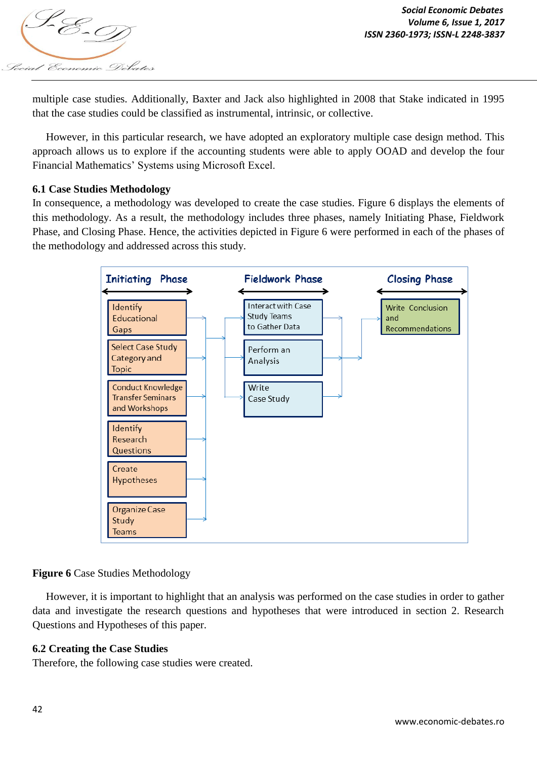multiple case studies. Additionally, Baxter and Jack also highlighted in 2008 that Stake indicated in 1995 that the case studies could be classified as instrumental, intrinsic, or collective.

However, in this particular research, we have adopted an exploratory multiple case design method. This approach allows us to explore if the accounting students were able to apply OOAD and develop the four Financial Mathematics' Systems using Microsoft Excel.

### 6.1 Case Studies Methodology

In consequence, a methodology was developed to create the case studies. Figure 6 displays the elements of this methodology. As a result, the methodology includes three phases, namely Initiating Phase, Fieldwork Phase, and Closing Phase. Hence, the activities depicted in Figure 6 were performed in each of the phases of the methodology and addressed across this study.

**Figure 6** Case Studies Methodology

However, it is important to highlight that an analysis was performed on the case studies in order to gather data and investigate the research questions and hypotheses that were introduced in section 2. Research Questions and Hypotheses of this paper.

### 6.2 Creating the Case Studies

Therefore, the following case studies were created.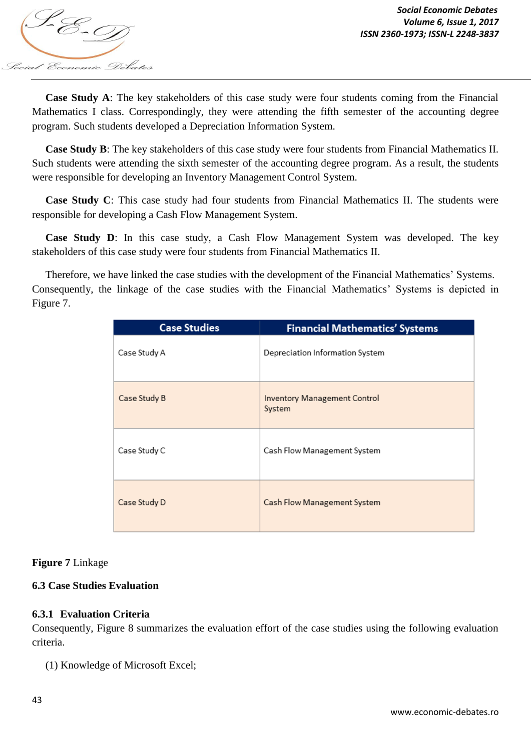**Case Study A**: The key stakeholders of this case study were four students coming from the Financial Mathematics I class. Correspondingly, they were attending the fifth semester of the accounting degree program. Such students developed a Depreciation Information System.

**Case Study B**: The key stakeholders of this case study were four students from Financial Mathematics II. Such students were attending the sixth semester of the accounting degree program. As a result, the students were responsible for developing an Inventory Management Control System.

**Case Study C**: This case study had four students from Financial Mathematics II. The students were responsible for developing a Cash Flow Management System.

**Case Study D**: In this case study, a Cash Flow Management System was developed. The key stakeholders of this case study were four students from Financial Mathematics II.

Therefore, we have linked the case studies with the development of the Financial Mathematics' Systems. Consequently, the linkage of the case studies with the Financial Mathematics' Systems is depicted in Figure 7.

| Case Studies | Financial Mathematics' Systems |
|---|---|
| Case Study A | Depreciation Information System |
| Case Study B | Inventory Management Control System |
| Case Study C | Cash Flow Management System |
| Case Study D | Cash Flow Management System |

**Figure 7** Linkage

### 6.3 Case Studies Evaluation

#### 6.3.1 Evaluation Criteria

Consequently, Figure 8 summarizes the evaluation effort of the case studies using the following evaluation criteria.

(1) Knowledge of Microsoft Excel;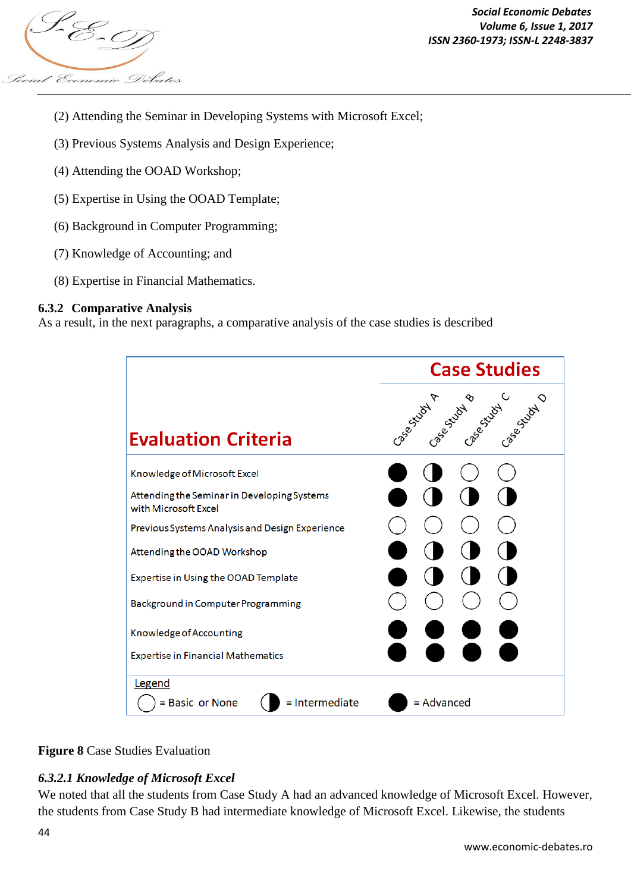(2) Attending the Seminar in Developing Systems with Microsoft Excel;

(3) Previous Systems Analysis and Design Experience;

(4) Attending the OOAD Workshop;

(5) Expertise in Using the OOAD Template;

(6) Background in Computer Programming;

(7) Knowledge of Accounting; and

(8) Expertise in Financial Mathematics.

### 6.3.2 Comparative Analysis

As a result, in the next paragraphs, a comparative analysis of the case studies is described

| Evaluation Criteria | Case Study A | Case Study B | Case Study C | Case Study D |
|---|---|---|---|---|
| Knowledge of Microsoft Excel | Advanced | Intermediate | Basic or None | Basic or None |
| Attending the Seminar in Developing Systems with Microsoft Excel | Advanced | Intermediate | Intermediate | Intermediate |
| Previous Systems Analysis and Design Experience | Basic or None | Basic or None | Basic or None | Basic or None |
| Attending the OOAD Workshop | Advanced | Intermediate | Intermediate | Intermediate |
| Expertise in Using the OOAD Template | Advanced | Intermediate | Intermediate | Intermediate |
| Background in Computer Programming | Basic or None | Basic or None | Basic or None | Basic or None |
| Knowledge of Accounting | Advanced | Advanced | Advanced | Advanced |
| Expertise in Financial Mathematics | Advanced | Advanced | Advanced | Advanced |

Legend: ○ = Basic or None; ◐ = Intermediate; ● = Advanced

**Figure 8** Case Studies Evaluation

#### *6.3.2.1 Knowledge of Microsoft Excel*

We noted that all the students from Case Study A had an advanced knowledge of Microsoft Excel. However, the students from Case Study B had intermediate knowledge of Microsoft Excel. Likewise, the students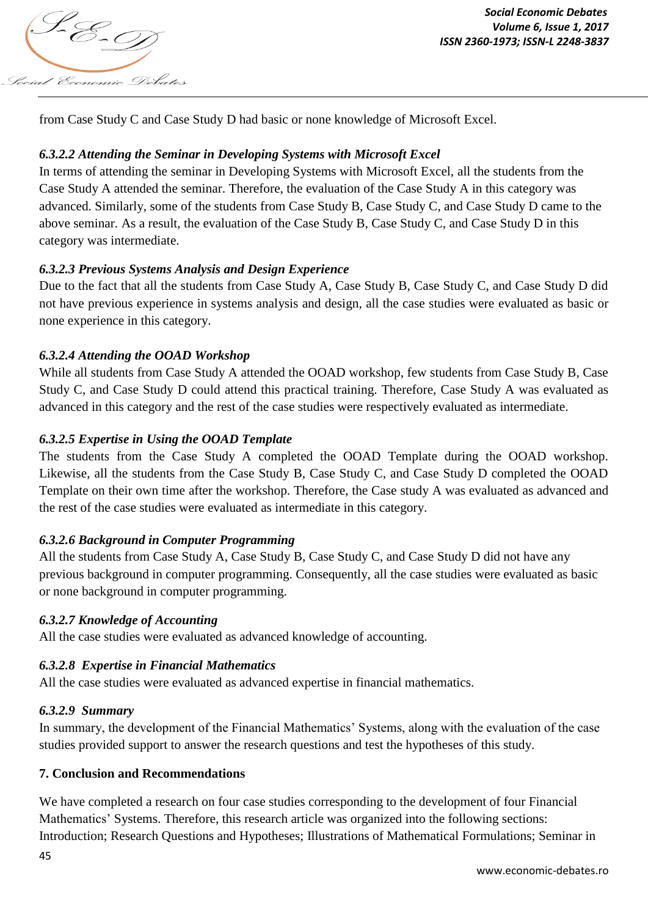from Case Study C and Case Study D had basic or none knowledge of Microsoft Excel.

#### *6.3.2.2 Attending the Seminar in Developing Systems with Microsoft Excel*

In terms of attending the seminar in Developing Systems with Microsoft Excel, all the students from the Case Study A attended the seminar. Therefore, the evaluation of the Case Study A in this category was advanced. Similarly, some of the students from Case Study B, Case Study C, and Case Study D came to the above seminar. As a result, the evaluation of the Case Study B, Case Study C, and Case Study D in this category was intermediate.

#### *6.3.2.3 Previous Systems Analysis and Design Experience*

Due to the fact that all the students from Case Study A, Case Study B, Case Study C, and Case Study D did not have previous experience in systems analysis and design, all the case studies were evaluated as basic or none experience in this category.

#### *6.3.2.4 Attending the OOAD Workshop*

While all students from Case Study A attended the OOAD workshop, few students from Case Study B, Case Study C, and Case Study D could attend this practical training. Therefore, Case Study A was evaluated as advanced in this category and the rest of the case studies were respectively evaluated as intermediate.

#### *6.3.2.5 Expertise in Using the OOAD Template*

The students from the Case Study A completed the OOAD Template during the OOAD workshop. Likewise, all the students from the Case Study B, Case Study C, and Case Study D completed the OOAD Template on their own time after the workshop. Therefore, the Case study A was evaluated as advanced and the rest of the case studies were evaluated as intermediate in this category.

#### *6.3.2.6 Background in Computer Programming*

All the students from Case Study A, Case Study B, Case Study C, and Case Study D did not have any previous background in computer programming. Consequently, all the case studies were evaluated as basic or none background in computer programming.

#### *6.3.2.7 Knowledge of Accounting*

All the case studies were evaluated as advanced knowledge of accounting.

#### *6.3.2.8 Expertise in Financial Mathematics*

All the case studies were evaluated as advanced expertise in financial mathematics.

#### *6.3.2.9 Summary*

In summary, the development of the Financial Mathematics' Systems, along with the evaluation of the case studies provided support to answer the research questions and test the hypotheses of this study.

## 7. Conclusion and Recommendations

We have completed a research on four case studies corresponding to the development of four Financial Mathematics' Systems. Therefore, this research article was organized into the following sections: Introduction; Research Questions and Hypotheses; Illustrations of Mathematical Formulations; Seminar in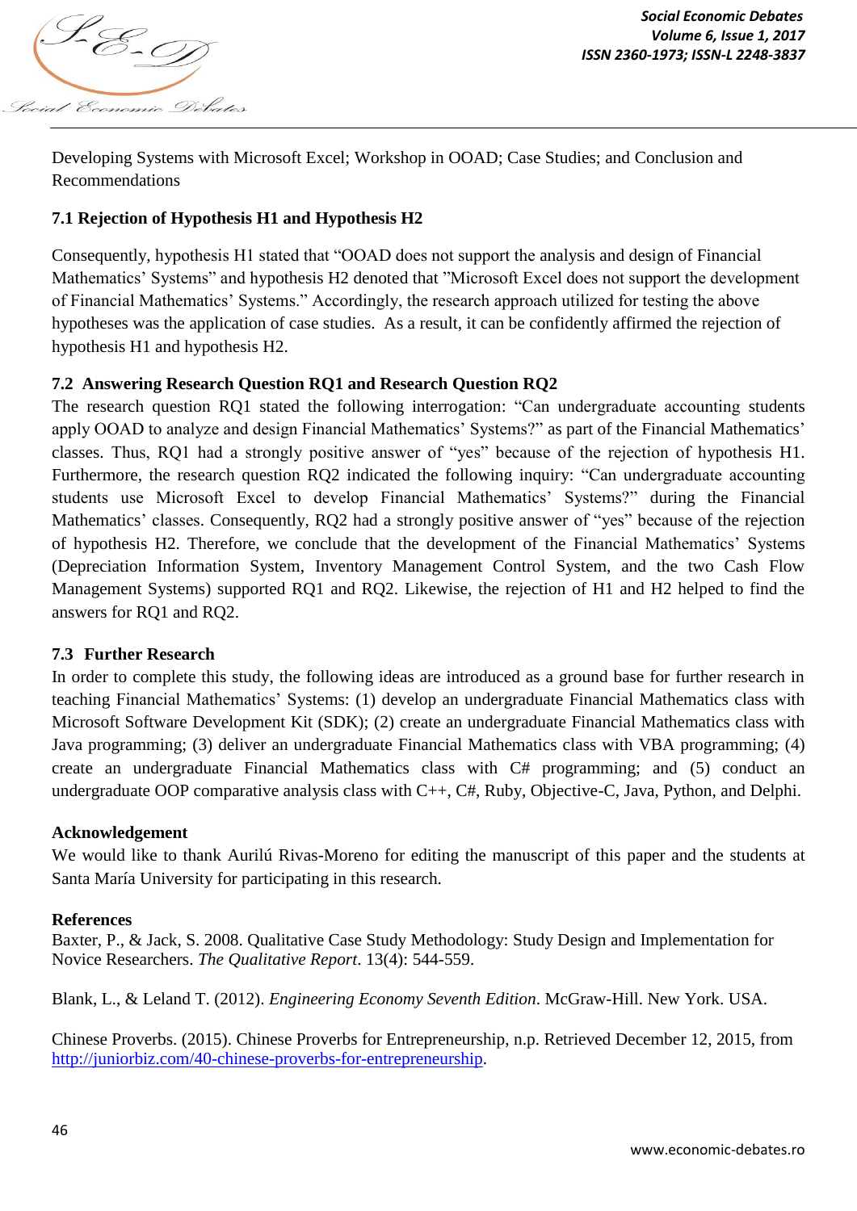Developing Systems with Microsoft Excel; Workshop in OOAD; Case Studies; and Conclusion and Recommendations

### 7.1 Rejection of Hypothesis H1 and Hypothesis H2

Consequently, hypothesis H1 stated that "OOAD does not support the analysis and design of Financial Mathematics' Systems" and hypothesis H2 denoted that "Microsoft Excel does not support the development of Financial Mathematics' Systems." Accordingly, the research approach utilized for testing the above hypotheses was the application of case studies. As a result, it can be confidently affirmed the rejection of hypothesis H1 and hypothesis H2.

### 7.2 Answering Research Question RQ1 and Research Question RQ2

The research question RQ1 stated the following interrogation: "Can undergraduate accounting students apply OOAD to analyze and design Financial Mathematics' Systems?" as part of the Financial Mathematics' classes. Thus, RQ1 had a strongly positive answer of "yes" because of the rejection of hypothesis H1. Furthermore, the research question RQ2 indicated the following inquiry: "Can undergraduate accounting students use Microsoft Excel to develop Financial Mathematics' Systems?" during the Financial Mathematics' classes. Consequently, RQ2 had a strongly positive answer of "yes" because of the rejection of hypothesis H2. Therefore, we conclude that the development of the Financial Mathematics' Systems (Depreciation Information System, Inventory Management Control System, and the two Cash Flow Management Systems) supported RQ1 and RQ2. Likewise, the rejection of H1 and H2 helped to find the answers for RQ1 and RQ2.

### 7.3 Further Research

In order to complete this study, the following ideas are introduced as a ground base for further research in teaching Financial Mathematics' Systems: (1) develop an undergraduate Financial Mathematics class with Microsoft Software Development Kit (SDK); (2) create an undergraduate Financial Mathematics class with Java programming; (3) deliver an undergraduate Financial Mathematics class with VBA programming; (4) create an undergraduate Financial Mathematics class with C# programming; and (5) conduct an undergraduate OOP comparative analysis class with C++, C#, Ruby, Objective-C, Java, Python, and Delphi.

### Acknowledgement

We would like to thank Aurilú Rivas-Moreno for editing the manuscript of this paper and the students at Santa María University for participating in this research.

### References

Baxter, P., & Jack, S. 2008. Qualitative Case Study Methodology: Study Design and Implementation for Novice Researchers. *The Qualitative Report*. 13(4): 544-559.

Blank, L., & Leland T. (2012). *Engineering Economy Seventh Edition*. McGraw-Hill. New York. USA.

Chinese Proverbs. (2015). Chinese Proverbs for Entrepreneurship, n.p. Retrieved December 12, 2015, from http://juniorbiz.com/40-chinese-proverbs-for-entrepreneurship.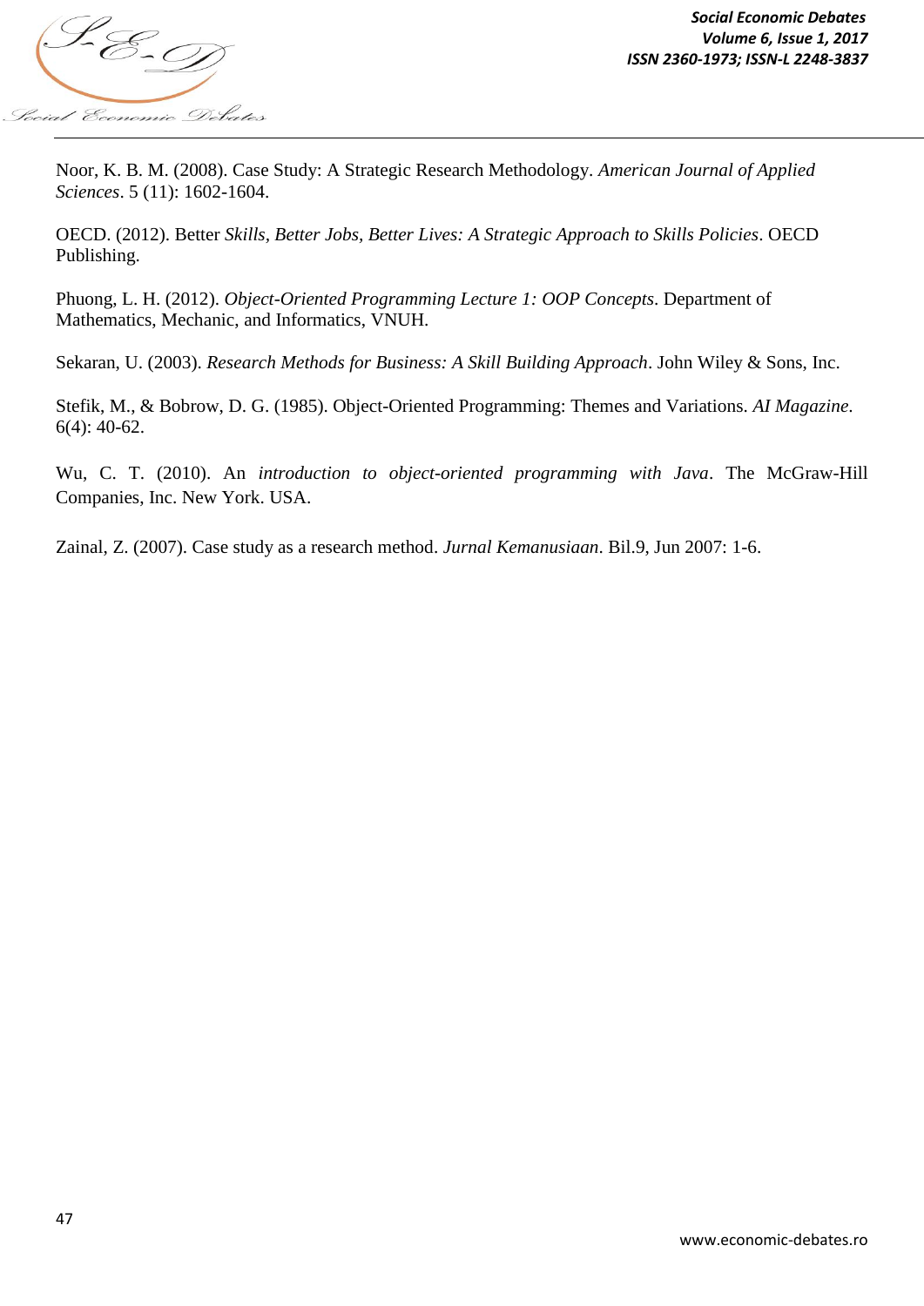Noor, K. B. M. (2008). Case Study: A Strategic Research Methodology. *American Journal of Applied Sciences*. 5 (11): 1602-1604.

OECD. (2012). Better *Skills, Better Jobs, Better Lives: A Strategic Approach to Skills Policies*. OECD Publishing.

Phuong, L. H. (2012). *Object-Oriented Programming Lecture 1: OOP Concepts*. Department of Mathematics, Mechanic, and Informatics, VNUH.

Sekaran, U. (2003). *Research Methods for Business: A Skill Building Approach*. John Wiley & Sons, Inc.

Stefik, M., & Bobrow, D. G. (1985). Object-Oriented Programming: Themes and Variations. *AI Magazine*. 6(4): 40-62.

Wu, C. T. (2010). An *introduction to object-oriented programming with Java*. The McGraw-Hill Companies, Inc. New York. USA.

Zainal, Z. (2007). Case study as a research method. *Jurnal Kemanusiaan*. Bil.9, Jun 2007: 1-6.